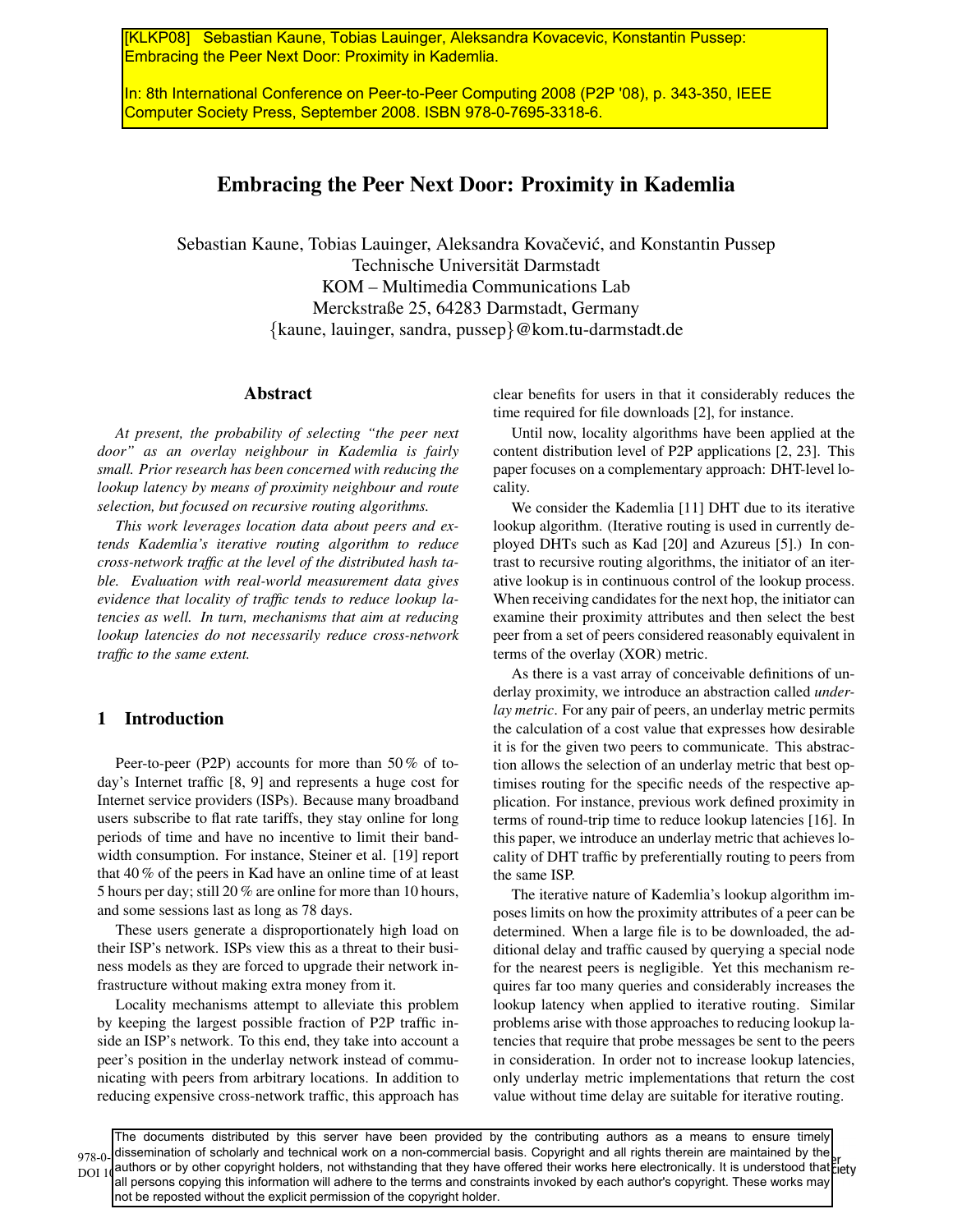[KLKP08] Sebastian Kaune, Tobias Lauinger, Aleksandra Kovacevic, Konstantin Pussep: Embracing the Peer Next Door: Proximity in Kademlia.

In: 8th International Conference on Peer-to-Peer Computing 2008 (P2P '08), p. 343-350, IEEE Computer Society Press, September 2008. ISBN 978-0-7695-3318-6.

# Embracing the Peer Next Door: Proximity in Kademlia

Sebastian Kaune, Tobias Lauinger, Aleksandra Kovačević, and Konstantin Pussep
Technische Universität Darmstadt
KOM – Multimedia Communications Lab
Merckstraße 25, 64283 Darmstadt, Germany
{kaune, lauinger, sandra, pussep}@kom.tu-darmstadt.de

## Abstract

*At present, the probability of selecting "the peer next door" as an overlay neighbour in Kademlia is fairly small. Prior research has been concerned with reducing the lookup latency by means of proximity neighbour and route selection, but focused on recursive routing algorithms.*

*This work leverages location data about peers and extends Kademlia's iterative routing algorithm to reduce cross-network traffic at the level of the distributed hash table. Evaluation with real-world measurement data gives evidence that locality of traffic tends to reduce lookup latencies as well. In turn, mechanisms that aim at reducing lookup latencies do not necessarily reduce cross-network traffic to the same extent.*

## 1 Introduction

Peer-to-peer (P2P) accounts for more than 50 % of today's Internet traffic [8, 9] and represents a huge cost for Internet service providers (ISPs). Because many broadband users subscribe to flat rate tariffs, they stay online for long periods of time and have no incentive to limit their bandwidth consumption. For instance, Steiner et al. [19] report that 40 % of the peers in Kad have an online time of at least 5 hours per day; still 20 % are online for more than 10 hours, and some sessions last as long as 78 days.

These users generate a disproportionately high load on their ISP's network. ISPs view this as a threat to their business models as they are forced to upgrade their network infrastructure without making extra money from it.

Locality mechanisms attempt to alleviate this problem by keeping the largest possible fraction of P2P traffic inside an ISP's network. To this end, they take into account a peer's position in the underlay network instead of communicating with peers from arbitrary locations. In addition to reducing expensive cross-network traffic, this approach has clear benefits for users in that it considerably reduces the time required for file downloads [2], for instance.

Until now, locality algorithms have been applied at the content distribution level of P2P applications [2, 23]. This paper focuses on a complementary approach: DHT-level locality.

We consider the Kademlia [11] DHT due to its iterative lookup algorithm. (Iterative routing is used in currently deployed DHTs such as Kad [20] and Azureus [5].) In contrast to recursive routing algorithms, the initiator of an iterative lookup is in continuous control of the lookup process. When receiving candidates for the next hop, the initiator can examine their proximity attributes and then select the best peer from a set of peers considered reasonably equivalent in terms of the overlay (XOR) metric.

As there is a vast array of conceivable definitions of underlay proximity, we introduce an abstraction called *underlay metric*. For any pair of peers, an underlay metric permits the calculation of a cost value that expresses how desirable it is for the given two peers to communicate. This abstraction allows the selection of an underlay metric that best optimises routing for the specific needs of the respective application. For instance, previous work defined proximity in terms of round-trip time to reduce lookup latencies [16]. In this paper, we introduce an underlay metric that achieves locality of DHT traffic by preferentially routing to peers from the same ISP.

The iterative nature of Kademlia's lookup algorithm imposes limits on how the proximity attributes of a peer can be determined. When a large file is to be downloaded, the additional delay and traffic caused by querying a special node for the nearest peers is negligible. Yet this mechanism requires far too many queries and considerably increases the lookup latency when applied to iterative routing. Similar problems arise with those approaches to reducing lookup latencies that require that probe messages be sent to the peers in consideration. In order not to increase lookup latencies, only underlay metric implementations that return the cost value without time delay are suitable for iterative routing.

The documents distributed by this server have been provided by the contributing authors as a means to ensure timely dissemination of scholarly and technical work on a non-commercial basis. Copyright and all rights therein are maintained by the authors or by other copyright holders, not withstanding that they have offered their works here electronically. It is understood that all persons copying this information will adhere to the terms and constraints invoked by each author's copyright. These works may not be reposted without the explicit permission of the copyright holder.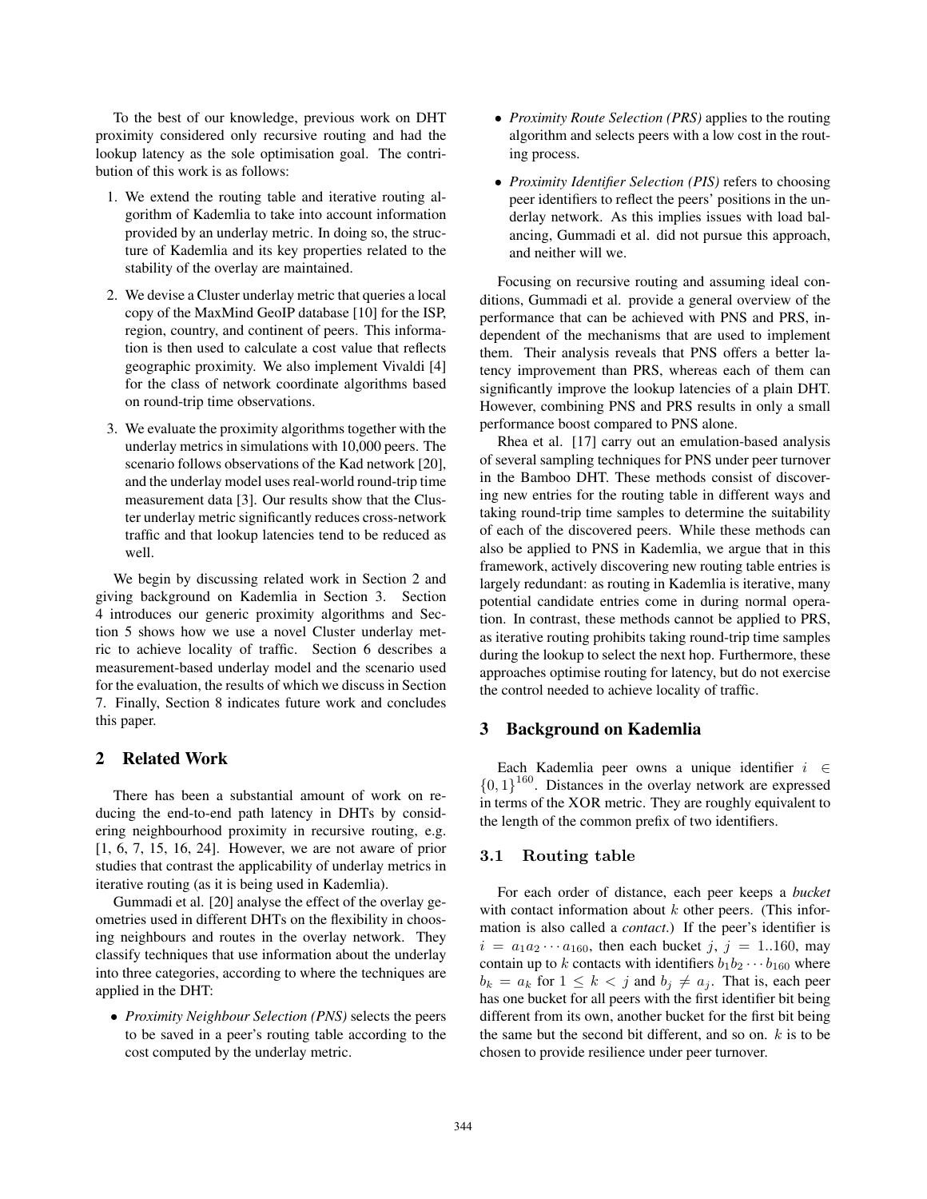To the best of our knowledge, previous work on DHT proximity considered only recursive routing and had the lookup latency as the sole optimisation goal. The contribution of this work is as follows:

1. We extend the routing table and iterative routing algorithm of Kademlia to take into account information provided by an underlay metric. In doing so, the structure of Kademlia and its key properties related to the stability of the overlay are maintained.
2. We devise a Cluster underlay metric that queries a local copy of the MaxMind GeoIP database [10] for the ISP, region, country, and continent of peers. This information is then used to calculate a cost value that reflects geographic proximity. We also implement Vivaldi [4] for the class of network coordinate algorithms based on round-trip time observations.
3. We evaluate the proximity algorithms together with the underlay metrics in simulations with 10,000 peers. The scenario follows observations of the Kad network [20], and the underlay model uses real-world round-trip time measurement data [3]. Our results show that the Cluster underlay metric significantly reduces cross-network traffic and that lookup latencies tend to be reduced as well.

We begin by discussing related work in Section 2 and giving background on Kademlia in Section 3. Section 4 introduces our generic proximity algorithms and Section 5 shows how we use a novel Cluster underlay metric to achieve locality of traffic. Section 6 describes a measurement-based underlay model and the scenario used for the evaluation, the results of which we discuss in Section 7. Finally, Section 8 indicates future work and concludes this paper.

## 2 Related Work

There has been a substantial amount of work on reducing the end-to-end path latency in DHTs by considering neighbourhood proximity in recursive routing, e.g. [1, 6, 7, 15, 16, 24]. However, we are not aware of prior studies that contrast the applicability of underlay metrics in iterative routing (as it is being used in Kademlia).

Gummadi et al. [20] analyse the effect of the overlay geometries used in different DHTs on the flexibility in choosing neighbours and routes in the overlay network. They classify techniques that use information about the underlay into three categories, according to where the techniques are applied in the DHT:

- *Proximity Neighbour Selection (PNS)* selects the peers to be saved in a peer's routing table according to the cost computed by the underlay metric.
- *Proximity Route Selection (PRS)* applies to the routing algorithm and selects peers with a low cost in the routing process.
- *Proximity Identifier Selection (PIS)* refers to choosing peer identifiers to reflect the peers' positions in the underlay network. As this implies issues with load balancing, Gummadi et al. did not pursue this approach, and neither will we.

Focusing on recursive routing and assuming ideal conditions, Gummadi et al. provide a general overview of the performance that can be achieved with PNS and PRS, independent of the mechanisms that are used to implement them. Their analysis reveals that PNS offers a better latency improvement than PRS, whereas each of them can significantly improve the lookup latencies of a plain DHT. However, combining PNS and PRS results in only a small performance boost compared to PNS alone.

Rhea et al. [17] carry out an emulation-based analysis of several sampling techniques for PNS under peer turnover in the Bamboo DHT. These methods consist of discovering new entries for the routing table in different ways and taking round-trip time samples to determine the suitability of each of the discovered peers. While these methods can also be applied to PNS in Kademlia, we argue that in this framework, actively discovering new routing table entries is largely redundant: as routing in Kademlia is iterative, many potential candidate entries come in during normal operation. In contrast, these methods cannot be applied to PRS, as iterative routing prohibits taking round-trip time samples during the lookup to select the next hop. Furthermore, these approaches optimise routing for latency, but do not exercise the control needed to achieve locality of traffic.

## 3 Background on Kademlia

Each Kademlia peer owns a unique identifier $i \in \{0,1\}^{160}$. Distances in the overlay network are expressed in terms of the XOR metric. They are roughly equivalent to the length of the common prefix of two identifiers.

### 3.1 Routing table

For each order of distance, each peer keeps a *bucket* with contact information about $k$ other peers. (This information is also called a *contact*.) If the peer's identifier is $i = a_1 a_2 \cdots a_{160}$, then each bucket $j$, $j = 1..160$, may contain up to $k$ contacts with identifiers $b_1 b_2 \cdots b_{160}$ where $b_k = a_k$ for $1 \leq k < j$ and $b_j \neq a_j$. That is, each peer has one bucket for all peers with the first identifier bit being different from its own, another bucket for the first bit being the same but the second bit different, and so on. $k$ is to be chosen to provide resilience under peer turnover.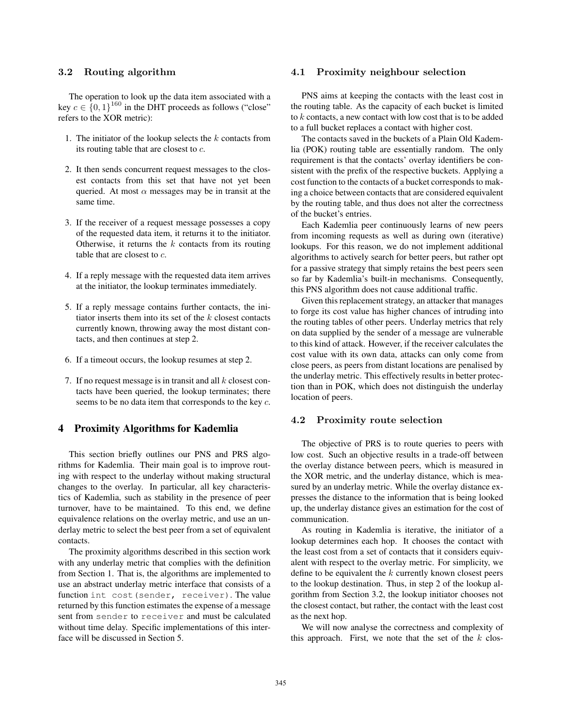### 3.2 Routing algorithm

The operation to look up the data item associated with a key $c \in \{0,1\}^{160}$ in the DHT proceeds as follows ("close" refers to the XOR metric):

1. The initiator of the lookup selects the $k$ contacts from its routing table that are closest to $c$.
2. It then sends concurrent request messages to the closest contacts from this set that have not yet been queried. At most $\alpha$ messages may be in transit at the same time.
3. If the receiver of a request message possesses a copy of the requested data item, it returns it to the initiator. Otherwise, it returns the $k$ contacts from its routing table that are closest to $c$.
4. If a reply message with the requested data item arrives at the initiator, the lookup terminates immediately.
5. If a reply message contains further contacts, the initiator inserts them into its set of the $k$ closest contacts currently known, throwing away the most distant contacts, and then continues at step 2.
6. If a timeout occurs, the lookup resumes at step 2.
7. If no request message is in transit and all $k$ closest contacts have been queried, the lookup terminates; there seems to be no data item that corresponds to the key $c$.

## 4 Proximity Algorithms for Kademlia

This section briefly outlines our PNS and PRS algorithms for Kademlia. Their main goal is to improve routing with respect to the underlay without making structural changes to the overlay. In particular, all key characteristics of Kademlia, such as stability in the presence of peer turnover, have to be maintained. To this end, we define equivalence relations on the overlay metric, and use an underlay metric to select the best peer from a set of equivalent contacts.

The proximity algorithms described in this section work with any underlay metric that complies with the definition from Section 1. That is, the algorithms are implemented to use an abstract underlay metric interface that consists of a function `int cost(sender, receiver)`. The value returned by this function estimates the expense of a message sent from `sender` to `receiver` and must be calculated without time delay. Specific implementations of this interface will be discussed in Section 5.

### 4.1 Proximity neighbour selection

PNS aims at keeping the contacts with the least cost in the routing table. As the capacity of each bucket is limited to $k$ contacts, a new contact with low cost that is to be added to a full bucket replaces a contact with higher cost.

The contacts saved in the buckets of a Plain Old Kademlia (POK) routing table are essentially random. The only requirement is that the contacts' overlay identifiers be consistent with the prefix of the respective buckets. Applying a cost function to the contacts of a bucket corresponds to making a choice between contacts that are considered equivalent by the routing table, and thus does not alter the correctness of the bucket's entries.

Each Kademlia peer continuously learns of new peers from incoming requests as well as during own (iterative) lookups. For this reason, we do not implement additional algorithms to actively search for better peers, but rather opt for a passive strategy that simply retains the best peers seen so far by Kademlia's built-in mechanisms. Consequently, this PNS algorithm does not cause additional traffic.

Given this replacement strategy, an attacker that manages to forge its cost value has higher chances of intruding into the routing tables of other peers. Underlay metrics that rely on data supplied by the sender of a message are vulnerable to this kind of attack. However, if the receiver calculates the cost value with its own data, attacks can only come from close peers, as peers from distant locations are penalised by the underlay metric. This effectively results in better protection than in POK, which does not distinguish the underlay location of peers.

### 4.2 Proximity route selection

The objective of PRS is to route queries to peers with low cost. Such an objective results in a trade-off between the overlay distance between peers, which is measured in the XOR metric, and the underlay distance, which is measured by an underlay metric. While the overlay distance expresses the distance to the information that is being looked up, the underlay distance gives an estimation for the cost of communication.

As routing in Kademlia is iterative, the initiator of a lookup determines each hop. It chooses the contact with the least cost from a set of contacts that it considers equivalent with respect to the overlay metric. For simplicity, we define to be equivalent the $k$ currently known closest peers to the lookup destination. Thus, in step 2 of the lookup algorithm from Section 3.2, the lookup initiator chooses not the closest contact, but rather, the contact with the least cost as the next hop.

We will now analyse the correctness and complexity of this approach. First, we note that the set of the $k$ clos-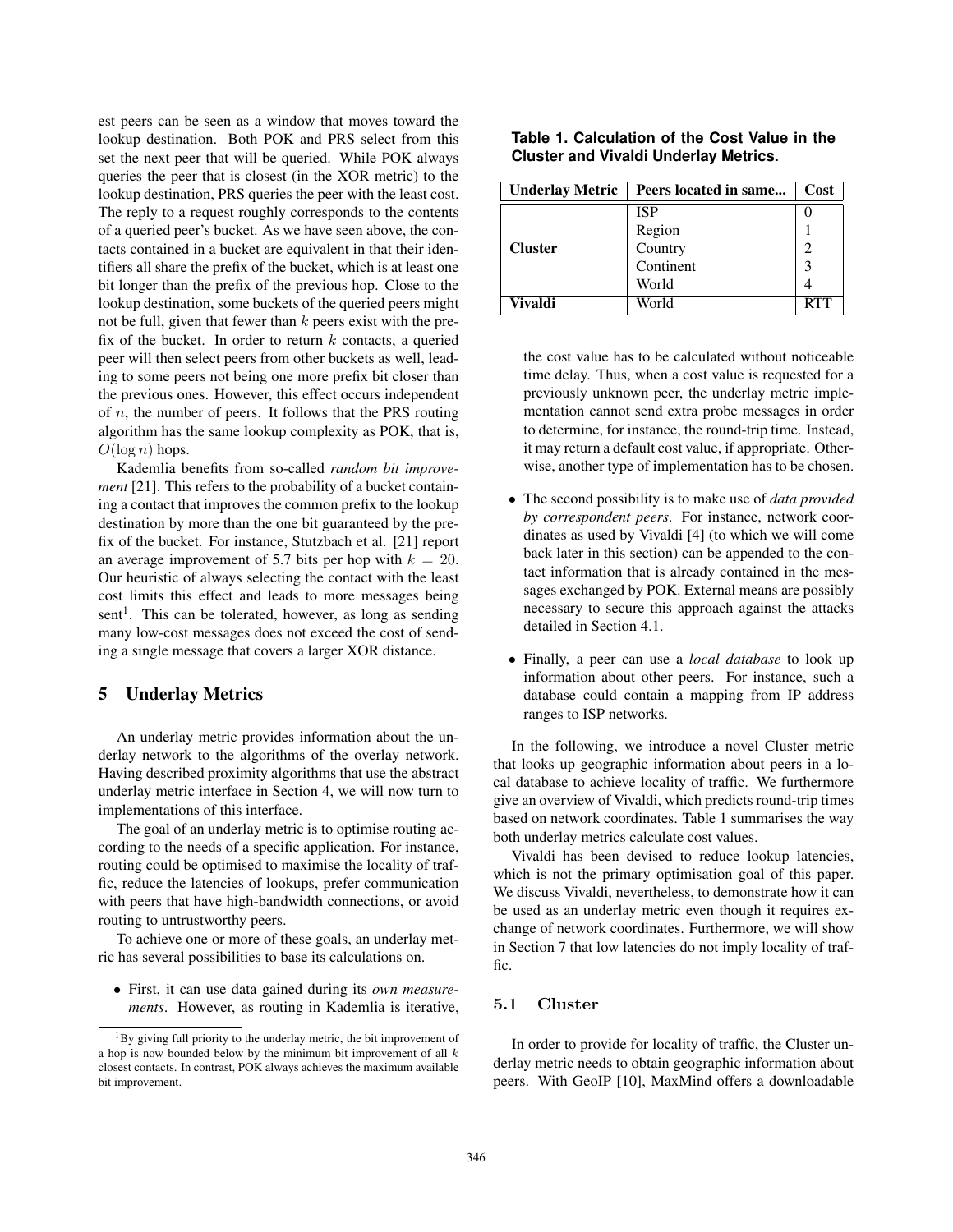est peers can be seen as a window that moves toward the lookup destination. Both POK and PRS select from this set the next peer that will be queried. While POK always queries the peer that is closest (in the XOR metric) to the lookup destination, PRS queries the peer with the least cost. The reply to a request roughly corresponds to the contents of a queried peer's bucket. As we have seen above, the contacts contained in a bucket are equivalent in that their identifiers all share the prefix of the bucket, which is at least one bit longer than the prefix of the previous hop. Close to the lookup destination, some buckets of the queried peers might not be full, given that fewer than $k$ peers exist with the prefix of the bucket. In order to return $k$ contacts, a queried peer will then select peers from other buckets as well, leading to some peers not being one more prefix bit closer than the previous ones. However, this effect occurs independent of $n$, the number of peers. It follows that the PRS routing algorithm has the same lookup complexity as POK, that is, $O(\log n)$ hops.

Kademlia benefits from so-called *random bit improvement* [21]. This refers to the probability of a bucket containing a contact that improves the common prefix to the lookup destination by more than the one bit guaranteed by the prefix of the bucket. For instance, Stutzbach et al. [21] report an average improvement of 5.7 bits per hop with $k = 20$. Our heuristic of always selecting the contact with the least cost limits this effect and leads to more messages being sent[1]. This can be tolerated, however, as long as sending many low-cost messages does not exceed the cost of sending a single message that covers a larger XOR distance.

## 5 Underlay Metrics

An underlay metric provides information about the underlay network to the algorithms of the overlay network. Having described proximity algorithms that use the abstract underlay metric interface in Section 4, we will now turn to implementations of this interface.

The goal of an underlay metric is to optimise routing according to the needs of a specific application. For instance, routing could be optimised to maximise the locality of traffic, reduce the latencies of lookups, prefer communication with peers that have high-bandwidth connections, or avoid routing to untrustworthy peers.

To achieve one or more of these goals, an underlay metric has several possibilities to base its calculations on.

- First, it can use data gained during its *own measurements*. However, as routing in Kademlia is iterative, the cost value has to be calculated without noticeable time delay. Thus, when a cost value is requested for a previously unknown peer, the underlay metric implementation cannot send extra probe messages in order to determine, for instance, the round-trip time. Instead, it may return a default cost value, if appropriate. Otherwise, another type of implementation has to be chosen.
- The second possibility is to make use of *data provided by correspondent peers*. For instance, network coordinates as used by Vivaldi [4] (to which we will come back later in this section) can be appended to the contact information that is already contained in the messages exchanged by POK. External means are possibly necessary to secure this approach against the attacks detailed in Section 4.1.
- Finally, a peer can use a *local database* to look up information about other peers. For instance, such a database could contain a mapping from IP address ranges to ISP networks.

[1] By giving full priority to the underlay metric, the bit improvement of a hop is now bounded below by the minimum bit improvement of all $k$ closest contacts. In contrast, POK always achieves the maximum available bit improvement.

**Table 1. Calculation of the Cost Value in the Cluster and Vivaldi Underlay Metrics.**

| Underlay Metric | Peers located in same... | Cost |
|---|---|---|
| **Cluster** | ISP | 0 |
| | Region | 1 |
| | Country | 2 |
| | Continent | 3 |
| | World | 4 |
| **Vivaldi** | World | RTT |

In the following, we introduce a novel Cluster metric that looks up geographic information about peers in a local database to achieve locality of traffic. We furthermore give an overview of Vivaldi, which predicts round-trip times based on network coordinates. Table 1 summarises the way both underlay metrics calculate cost values.

Vivaldi has been devised to reduce lookup latencies, which is not the primary optimisation goal of this paper. We discuss Vivaldi, nevertheless, to demonstrate how it can be used as an underlay metric even though it requires exchange of network coordinates. Furthermore, we will show in Section 7 that low latencies do not imply locality of traffic.

### 5.1 Cluster

In order to provide for locality of traffic, the Cluster underlay metric needs to obtain geographic information about peers. With GeoIP [10], MaxMind offers a downloadable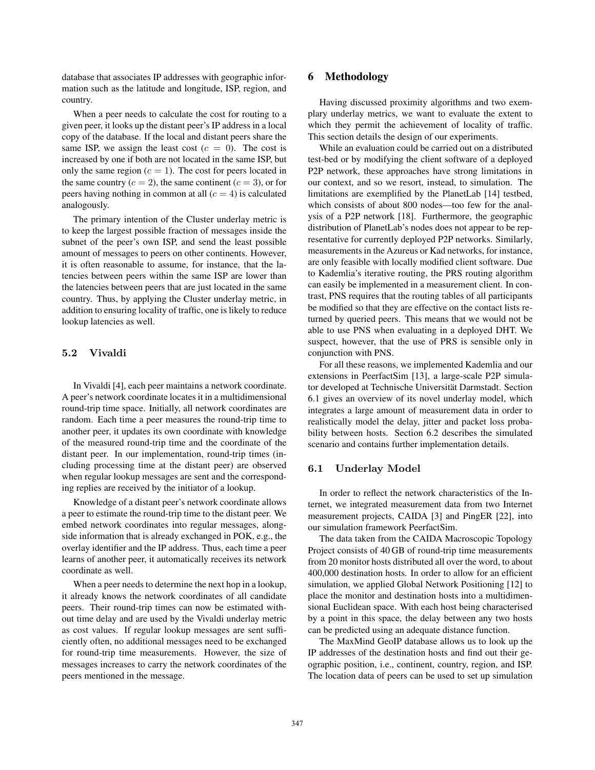database that associates IP addresses with geographic information such as the latitude and longitude, ISP, region, and country.

When a peer needs to calculate the cost for routing to a given peer, it looks up the distant peer's IP address in a local copy of the database. If the local and distant peers share the same ISP, we assign the least cost ($c = 0$). The cost is increased by one if both are not located in the same ISP, but only the same region ($c = 1$). The cost for peers located in the same country ($c = 2$), the same continent ($c = 3$), or for peers having nothing in common at all ($c = 4$) is calculated analogously.

The primary intention of the Cluster underlay metric is to keep the largest possible fraction of messages inside the subnet of the peer's own ISP, and send the least possible amount of messages to peers on other continents. However, it is often reasonable to assume, for instance, that the latencies between peers within the same ISP are lower than the latencies between peers that are just located in the same country. Thus, by applying the Cluster underlay metric, in addition to ensuring locality of traffic, one is likely to reduce lookup latencies as well.

### 5.2 Vivaldi

In Vivaldi [4], each peer maintains a network coordinate. A peer's network coordinate locates it in a multidimensional round-trip time space. Initially, all network coordinates are random. Each time a peer measures the round-trip time to another peer, it updates its own coordinate with knowledge of the measured round-trip time and the coordinate of the distant peer. In our implementation, round-trip times (including processing time at the distant peer) are observed when regular lookup messages are sent and the corresponding replies are received by the initiator of a lookup.

Knowledge of a distant peer's network coordinate allows a peer to estimate the round-trip time to the distant peer. We embed network coordinates into regular messages, alongside information that is already exchanged in POK, e.g., the overlay identifier and the IP address. Thus, each time a peer learns of another peer, it automatically receives its network coordinate as well.

When a peer needs to determine the next hop in a lookup, it already knows the network coordinates of all candidate peers. Their round-trip times can now be estimated without time delay and are used by the Vivaldi underlay metric as cost values. If regular lookup messages are sent sufficiently often, no additional messages need to be exchanged for round-trip time measurements. However, the size of messages increases to carry the network coordinates of the peers mentioned in the message.

## 6 Methodology

Having discussed proximity algorithms and two exemplary underlay metrics, we want to evaluate the extent to which they permit the achievement of locality of traffic. This section details the design of our experiments.

While an evaluation could be carried out on a distributed test-bed or by modifying the client software of a deployed P2P network, these approaches have strong limitations in our context, and so we resort, instead, to simulation. The limitations are exemplified by the PlanetLab [14] testbed, which consists of about 800 nodes—too few for the analysis of a P2P network [18]. Furthermore, the geographic distribution of PlanetLab's nodes does not appear to be representative for currently deployed P2P networks. Similarly, measurements in the Azureus or Kad networks, for instance, are only feasible with locally modified client software. Due to Kademlia's iterative routing, the PRS routing algorithm can easily be implemented in a measurement client. In contrast, PNS requires that the routing tables of all participants be modified so that they are effective on the contact lists returned by queried peers. This means that we would not be able to use PNS when evaluating in a deployed DHT. We suspect, however, that the use of PRS is sensible only in conjunction with PNS.

For all these reasons, we implemented Kademlia and our extensions in PeerfactSim [13], a large-scale P2P simulator developed at Technische Universität Darmstadt. Section 6.1 gives an overview of its novel underlay model, which integrates a large amount of measurement data in order to realistically model the delay, jitter and packet loss probability between hosts. Section 6.2 describes the simulated scenario and contains further implementation details.

### 6.1 Underlay Model

In order to reflect the network characteristics of the Internet, we integrated measurement data from two Internet measurement projects, CAIDA [3] and PingER [22], into our simulation framework PeerfactSim.

The data taken from the CAIDA Macroscopic Topology Project consists of 40 GB of round-trip time measurements from 20 monitor hosts distributed all over the word, to about 400,000 destination hosts. In order to allow for an efficient simulation, we applied Global Network Positioning [12] to place the monitor and destination hosts into a multidimensional Euclidean space. With each host being characterised by a point in this space, the delay between any two hosts can be predicted using an adequate distance function.

The MaxMind GeoIP database allows us to look up the IP addresses of the destination hosts and find out their geographic position, i.e., continent, country, region, and ISP. The location data of peers can be used to set up simulation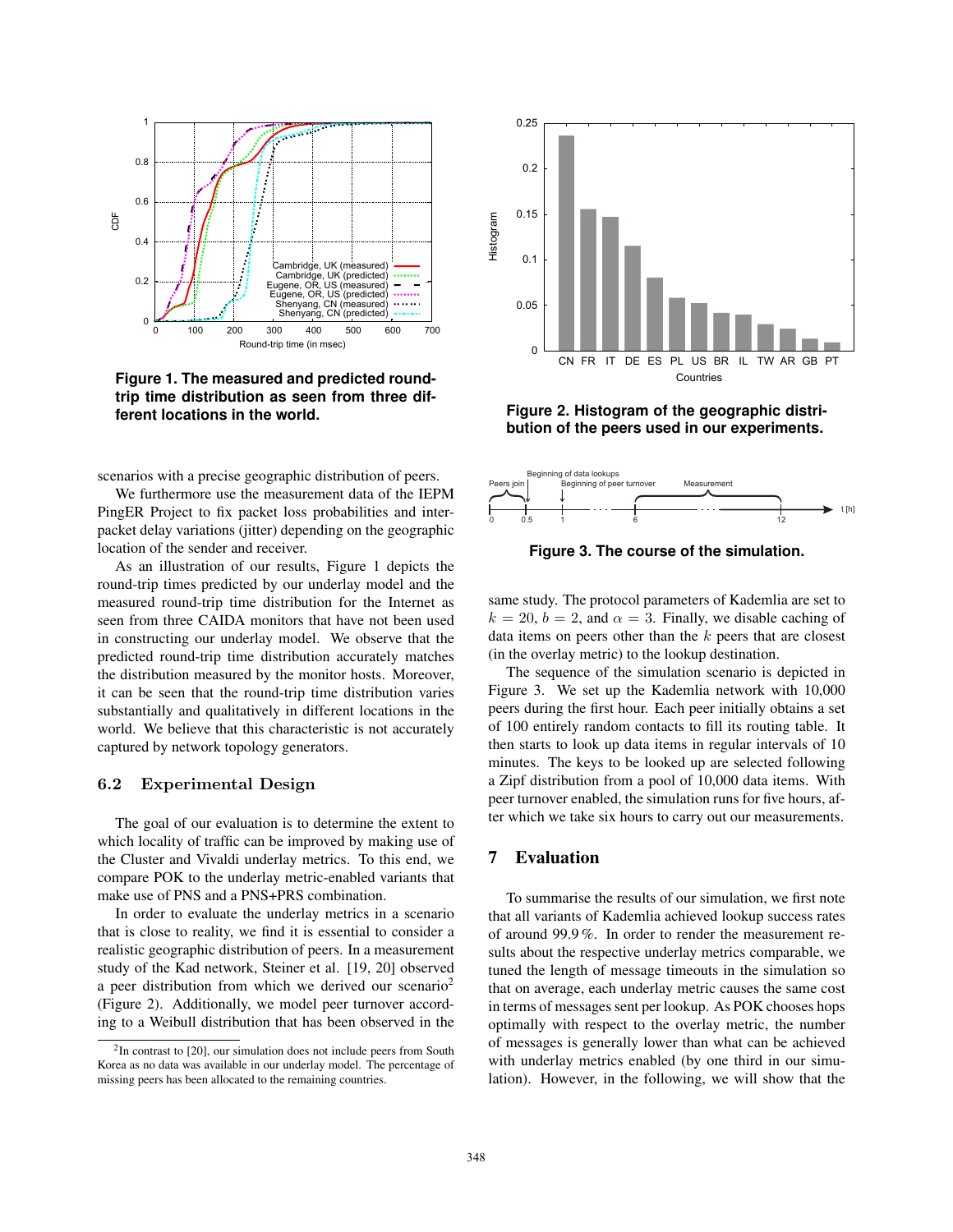**Figure 1. The measured and predicted round-trip time distribution as seen from three different locations in the world.**

**Figure 2. Histogram of the geographic distribution of the peers used in our experiments.**

**Figure 3. The course of the simulation.**

scenarios with a precise geographic distribution of peers.

We furthermore use the measurement data of the IEPM PingER Project to fix packet loss probabilities and inter-packet delay variations (jitter) depending on the geographic location of the sender and receiver.

As an illustration of our results, Figure 1 depicts the round-trip times predicted by our underlay model and the measured round-trip time distribution for the Internet as seen from three CAIDA monitors that have not been used in constructing our underlay model. We observe that the predicted round-trip time distribution accurately matches the distribution measured by the monitor hosts. Moreover, it can be seen that the round-trip time distribution varies substantially and qualitatively in different locations in the world. We believe that this characteristic is not accurately captured by network topology generators.

## 6.2 Experimental Design

The goal of our evaluation is to determine the extent to which locality of traffic can be improved by making use of the Cluster and Vivaldi underlay metrics. To this end, we compare POK to the underlay metric-enabled variants that make use of PNS and a PNS+PRS combination.

In order to evaluate the underlay metrics in a scenario that is close to reality, we find it is essential to consider a realistic geographic distribution of peers. In a measurement study of the Kad network, Steiner et al. [19, 20] observed a peer distribution from which we derived our scenario[2] (Figure 2). Additionally, we model peer turnover according to a Weibull distribution that has been observed in the same study. The protocol parameters of Kademlia are set to $k = 20$, $b = 2$, and $\alpha = 3$. Finally, we disable caching of data items on peers other than the $k$ peers that are closest (in the overlay metric) to the lookup destination.

The sequence of the simulation scenario is depicted in Figure 3. We set up the Kademlia network with 10,000 peers during the first hour. Each peer initially obtains a set of 100 entirely random contacts to fill its routing table. It then starts to look up data items in regular intervals of 10 minutes. The keys to be looked up are selected following a Zipf distribution from a pool of 10,000 data items. With peer turnover enabled, the simulation runs for five hours, after which we take six hours to carry out our measurements.

# 7 Evaluation

To summarise the results of our simulation, we first note that all variants of Kademlia achieved lookup success rates of around 99.9 %. In order to render the measurement results about the respective underlay metrics comparable, we tuned the length of message timeouts in the simulation so that on average, each underlay metric causes the same cost in terms of messages sent per lookup. As POK chooses hops optimally with respect to the overlay metric, the number of messages is generally lower than what can be achieved with underlay metrics enabled (by one third in our simulation). However, in the following, we will show that the

[2] In contrast to [20], our simulation does not include peers from South Korea as no data was available in our underlay model. The percentage of missing peers has been allocated to the remaining countries.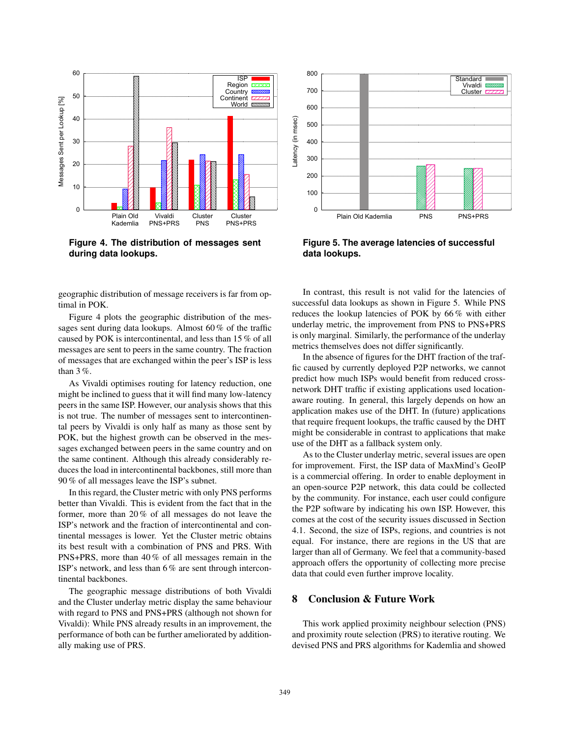**Figure 4. The distribution of messages sent during data lookups.**

**Figure 5. The average latencies of successful data lookups.**

geographic distribution of message receivers is far from optimal in POK.

Figure 4 plots the geographic distribution of the messages sent during data lookups. Almost 60 % of the traffic caused by POK is intercontinental, and less than 15 % of all messages are sent to peers in the same country. The fraction of messages that are exchanged within the peer's ISP is less than 3 %.

As Vivaldi optimises routing for latency reduction, one might be inclined to guess that it will find many low-latency peers in the same ISP. However, our analysis shows that this is not true. The number of messages sent to intercontinental peers by Vivaldi is only half as many as those sent by POK, but the highest growth can be observed in the messages exchanged between peers in the same country and on the same continent. Although this already considerably reduces the load in intercontinental backbones, still more than 90 % of all messages leave the ISP's subnet.

In this regard, the Cluster metric with only PNS performs better than Vivaldi. This is evident from the fact that in the former, more than 20 % of all messages do not leave the ISP's network and the fraction of intercontinental and continental messages is lower. Yet the Cluster metric obtains its best result with a combination of PNS and PRS. With PNS+PRS, more than 40 % of all messages remain in the ISP's network, and less than 6 % are sent through intercontinental backbones.

The geographic message distributions of both Vivaldi and the Cluster underlay metric display the same behaviour with regard to PNS and PNS+PRS (although not shown for Vivaldi): While PNS already results in an improvement, the performance of both can be further ameliorated by additionally making use of PRS.

In contrast, this result is not valid for the latencies of successful data lookups as shown in Figure 5. While PNS reduces the lookup latencies of POK by 66 % with either underlay metric, the improvement from PNS to PNS+PRS is only marginal. Similarly, the performance of the underlay metrics themselves does not differ significantly.

In the absence of figures for the DHT fraction of the traffic caused by currently deployed P2P networks, we cannot predict how much ISPs would benefit from reduced cross-network DHT traffic if existing applications used location-aware routing. In general, this largely depends on how an application makes use of the DHT. In (future) applications that require frequent lookups, the traffic caused by the DHT might be considerable in contrast to applications that make use of the DHT as a fallback system only.

As to the Cluster underlay metric, several issues are open for improvement. First, the ISP data of MaxMind's GeoIP is a commercial offering. In order to enable deployment in an open-source P2P network, this data could be collected by the community. For instance, each user could configure the P2P software by indicating his own ISP. However, this comes at the cost of the security issues discussed in Section 4.1. Second, the size of ISPs, regions, and countries is not equal. For instance, there are regions in the US that are larger than all of Germany. We feel that a community-based approach offers the opportunity of collecting more precise data that could even further improve locality.

## 8 Conclusion & Future Work

This work applied proximity neighbour selection (PNS) and proximity route selection (PRS) to iterative routing. We devised PNS and PRS algorithms for Kademlia and showed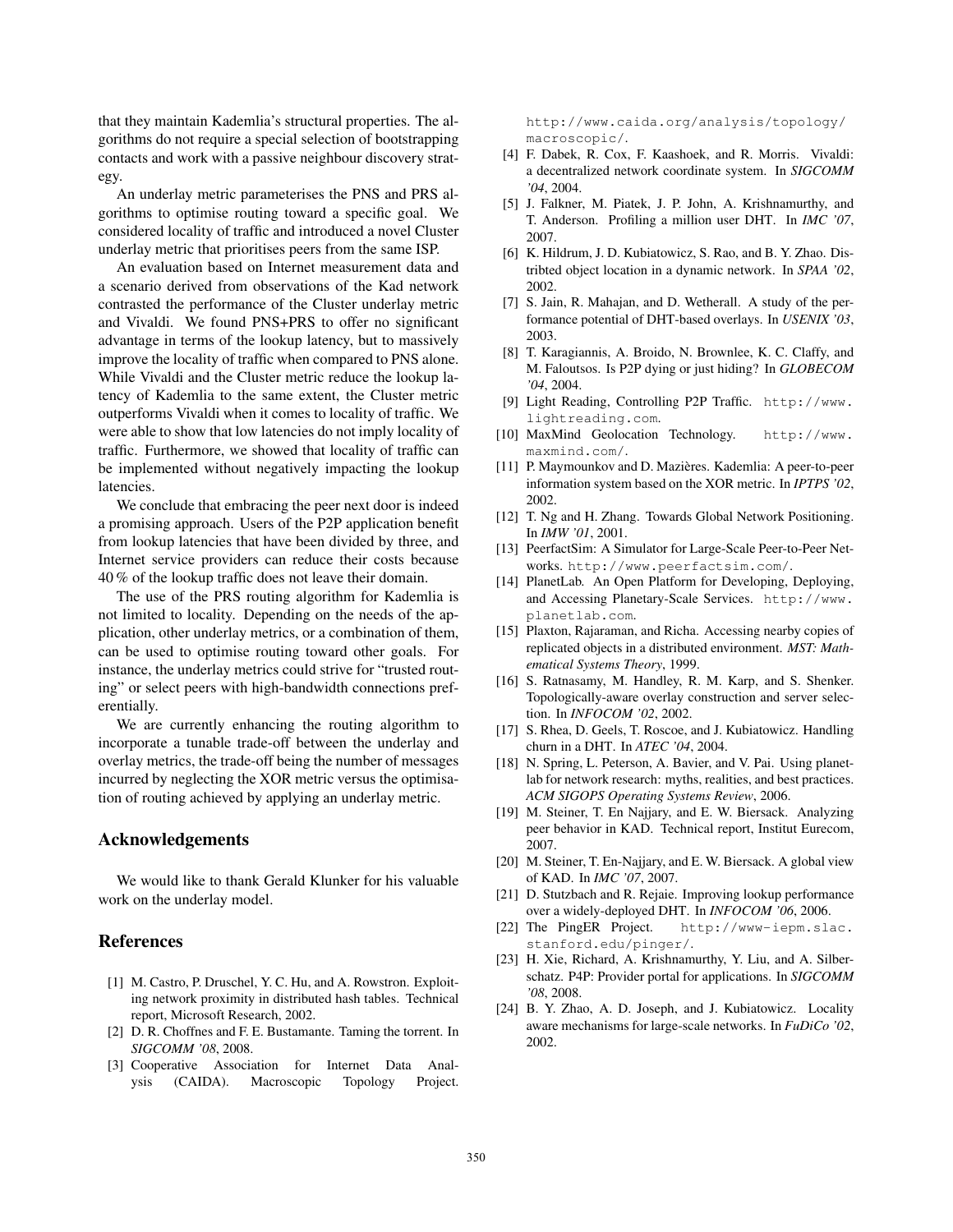that they maintain Kademlia's structural properties. The algorithms do not require a special selection of bootstrapping contacts and work with a passive neighbour discovery strategy.

An underlay metric parameterises the PNS and PRS algorithms to optimise routing toward a specific goal. We considered locality of traffic and introduced a novel Cluster underlay metric that prioritises peers from the same ISP.

An evaluation based on Internet measurement data and a scenario derived from observations of the Kad network contrasted the performance of the Cluster underlay metric and Vivaldi. We found PNS+PRS to offer no significant advantage in terms of the lookup latency, but to massively improve the locality of traffic when compared to PNS alone. While Vivaldi and the Cluster metric reduce the lookup latency of Kademlia to the same extent, the Cluster metric outperforms Vivaldi when it comes to locality of traffic. We were able to show that low latencies do not imply locality of traffic. Furthermore, we showed that locality of traffic can be implemented without negatively impacting the lookup latencies.

We conclude that embracing the peer next door is indeed a promising approach. Users of the P2P application benefit from lookup latencies that have been divided by three, and Internet service providers can reduce their costs because 40 % of the lookup traffic does not leave their domain.

The use of the PRS routing algorithm for Kademlia is not limited to locality. Depending on the needs of the application, other underlay metrics, or a combination of them, can be used to optimise routing toward other goals. For instance, the underlay metrics could strive for "trusted routing" or select peers with high-bandwidth connections preferentially.

We are currently enhancing the routing algorithm to incorporate a tunable trade-off between the underlay and overlay metrics, the trade-off being the number of messages incurred by neglecting the XOR metric versus the optimisation of routing achieved by applying an underlay metric.

## Acknowledgements

We would like to thank Gerald Klunker for his valuable work on the underlay model.

## References

[1] M. Castro, P. Druschel, Y. C. Hu, and A. Rowstron. Exploiting network proximity in distributed hash tables. Technical report, Microsoft Research, 2002.

[2] D. R. Choffnes and F. E. Bustamante. Taming the torrent. In *SIGCOMM '08*, 2008.

[3] Cooperative Association for Internet Data Analysis (CAIDA). Macroscopic Topology Project. http://www.caida.org/analysis/topology/macroscopic/.

[4] F. Dabek, R. Cox, F. Kaashoek, and R. Morris. Vivaldi: a decentralized network coordinate system. In *SIGCOMM '04*, 2004.

[5] J. Falkner, M. Piatek, J. P. John, A. Krishnamurthy, and T. Anderson. Profiling a million user DHT. In *IMC '07*, 2007.

[6] K. Hildrum, J. D. Kubiatowicz, S. Rao, and B. Y. Zhao. Distribted object location in a dynamic network. In *SPAA '02*, 2002.

[7] S. Jain, R. Mahajan, and D. Wetherall. A study of the performance potential of DHT-based overlays. In *USENIX '03*, 2003.

[8] T. Karagiannis, A. Broido, N. Brownlee, K. C. Claffy, and M. Faloutsos. Is P2P dying or just hiding? In *GLOBECOM '04*, 2004.

[9] Light Reading, Controlling P2P Traffic. http://www.lightreading.com.

[10] MaxMind Geolocation Technology. http://www.maxmind.com/.

[11] P. Maymounkov and D. Mazières. Kademlia: A peer-to-peer information system based on the XOR metric. In *IPTPS '02*, 2002.

[12] T. Ng and H. Zhang. Towards Global Network Positioning. In *IMW '01*, 2001.

[13] PeerfactSim: A Simulator for Large-Scale Peer-to-Peer Networks. http://www.peerfactsim.com/.

[14] PlanetLab. An Open Platform for Developing, Deploying, and Accessing Planetary-Scale Services. http://www.planetlab.com.

[15] Plaxton, Rajaraman, and Richa. Accessing nearby copies of replicated objects in a distributed environment. *MST: Mathematical Systems Theory*, 1999.

[16] S. Ratnasamy, M. Handley, R. M. Karp, and S. Shenker. Topologically-aware overlay construction and server selection. In *INFOCOM '02*, 2002.

[17] S. Rhea, D. Geels, T. Roscoe, and J. Kubiatowicz. Handling churn in a DHT. In *ATEC '04*, 2004.

[18] N. Spring, L. Peterson, A. Bavier, and V. Pai. Using planetlab for network research: myths, realities, and best practices. *ACM SIGOPS Operating Systems Review*, 2006.

[19] M. Steiner, T. En Najjary, and E. W. Biersack. Analyzing peer behavior in KAD. Technical report, Institut Eurecom, 2007.

[20] M. Steiner, T. En-Najjary, and E. W. Biersack. A global view of KAD. In *IMC '07*, 2007.

[21] D. Stutzbach and R. Rejaie. Improving lookup performance over a widely-deployed DHT. In *INFOCOM '06*, 2006.

[22] The PingER Project. http://www-iepm.slac.stanford.edu/pinger/.

[23] H. Xie, Richard, A. Krishnamurthy, Y. Liu, and A. Silberschatz. P4P: Provider portal for applications. In *SIGCOMM '08*, 2008.

[24] B. Y. Zhao, A. D. Joseph, and J. Kubiatowicz. Locality aware mechanisms for large-scale networks. In *FuDiCo '02*, 2002.